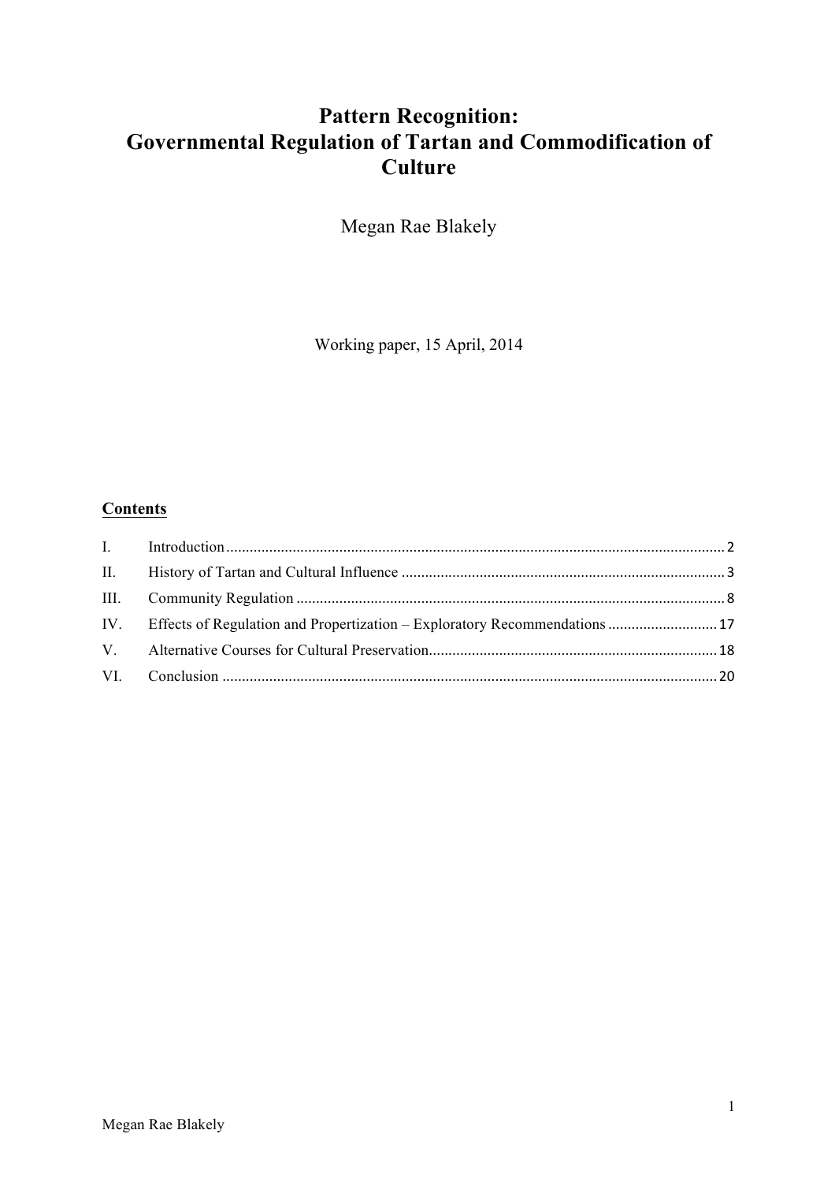# Pattern Recognition: Governmental Regulation of Tartan and Commodification of Culture

Megan Rae Blakely

Working paper, 15 April, 2014

**Contents**

| | | |
|---|---|---|
| I. | Introduction | 2 |
| II. | History of Tartan and Cultural Influence | 3 |
| III. | Community Regulation | 8 |
| IV. | Effects of Regulation and Propertization – Exploratory Recommendations | 17 |
| V. | Alternative Courses for Cultural Preservation | 18 |
| VI. | Conclusion | 20 |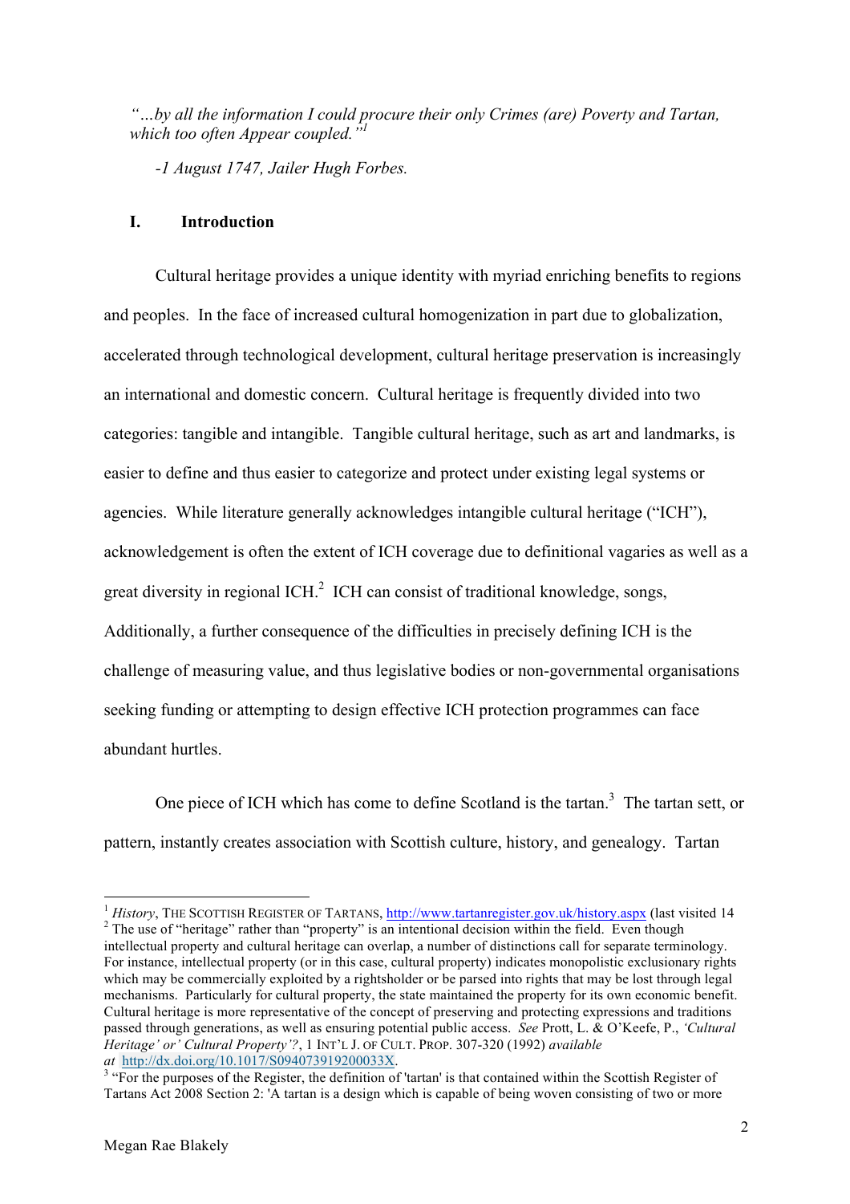*"…by all the information I could procure their only Crimes (are) Poverty and Tartan, which too often Appear coupled."*[1]

*-1 August 1747, Jailer Hugh Forbes.*

## I. Introduction

Cultural heritage provides a unique identity with myriad enriching benefits to regions and peoples. In the face of increased cultural homogenization in part due to globalization, accelerated through technological development, cultural heritage preservation is increasingly an international and domestic concern. Cultural heritage is frequently divided into two categories: tangible and intangible. Tangible cultural heritage, such as art and landmarks, is easier to define and thus easier to categorize and protect under existing legal systems or agencies. While literature generally acknowledges intangible cultural heritage ("ICH"), acknowledgement is often the extent of ICH coverage due to definitional vagaries as well as a great diversity in regional ICH.[2] ICH can consist of traditional knowledge, songs, Additionally, a further consequence of the difficulties in precisely defining ICH is the challenge of measuring value, and thus legislative bodies or non-governmental organisations seeking funding or attempting to design effective ICH protection programmes can face abundant hurtles.

One piece of ICH which has come to define Scotland is the tartan.[3] The tartan sett, or pattern, instantly creates association with Scottish culture, history, and genealogy. Tartan

---

[1] *History*, THE SCOTTISH REGISTER OF TARTANS, http://www.tartanregister.gov.uk/history.aspx (last visited 14

[2] The use of "heritage" rather than "property" is an intentional decision within the field. Even though intellectual property and cultural heritage can overlap, a number of distinctions call for separate terminology. For instance, intellectual property (or in this case, cultural property) indicates monopolistic exclusionary rights which may be commercially exploited by a rightsholder or be parsed into rights that may be lost through legal mechanisms. Particularly for cultural property, the state maintained the property for its own economic benefit. Cultural heritage is more representative of the concept of preserving and protecting expressions and traditions passed through generations, as well as ensuring potential public access. *See* Prott, L. & O'Keefe, P., *'Cultural Heritage' or' Cultural Property'?*, 1 INT'L J. OF CULT. PROP. 307-320 (1992) *available at* http://dx.doi.org/10.1017/S094073919200033X.

[3] "For the purposes of the Register, the definition of 'tartan' is that contained within the Scottish Register of Tartans Act 2008 Section 2: 'A tartan is a design which is capable of being woven consisting of two or more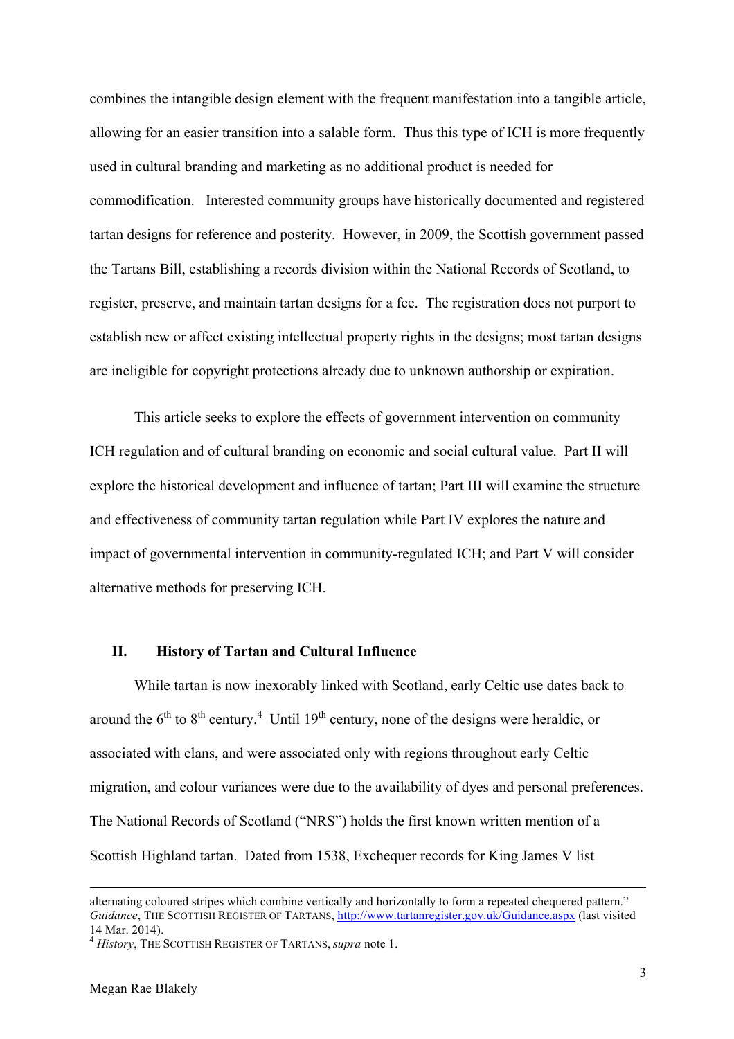combines the intangible design element with the frequent manifestation into a tangible article, allowing for an easier transition into a salable form. Thus this type of ICH is more frequently used in cultural branding and marketing as no additional product is needed for commodification. Interested community groups have historically documented and registered tartan designs for reference and posterity. However, in 2009, the Scottish government passed the Tartans Bill, establishing a records division within the National Records of Scotland, to register, preserve, and maintain tartan designs for a fee. The registration does not purport to establish new or affect existing intellectual property rights in the designs; most tartan designs are ineligible for copyright protections already due to unknown authorship or expiration.

This article seeks to explore the effects of government intervention on community ICH regulation and of cultural branding on economic and social cultural value. Part II will explore the historical development and influence of tartan; Part III will examine the structure and effectiveness of community tartan regulation while Part IV explores the nature and impact of governmental intervention in community-regulated ICH; and Part V will consider alternative methods for preserving ICH.

## II. History of Tartan and Cultural Influence

While tartan is now inexorably linked with Scotland, early Celtic use dates back to around the 6th to 8th century.[4] Until 19th century, none of the designs were heraldic, or associated with clans, and were associated only with regions throughout early Celtic migration, and colour variances were due to the availability of dyes and personal preferences. The National Records of Scotland ("NRS") holds the first known written mention of a Scottish Highland tartan. Dated from 1538, Exchequer records for King James V list

---

alternating coloured stripes which combine vertically and horizontally to form a repeated chequered pattern." *Guidance*, THE SCOTTISH REGISTER OF TARTANS, http://www.tartanregister.gov.uk/Guidance.aspx (last visited 14 Mar. 2014).

[4] *History*, THE SCOTTISH REGISTER OF TARTANS, *supra* note 1.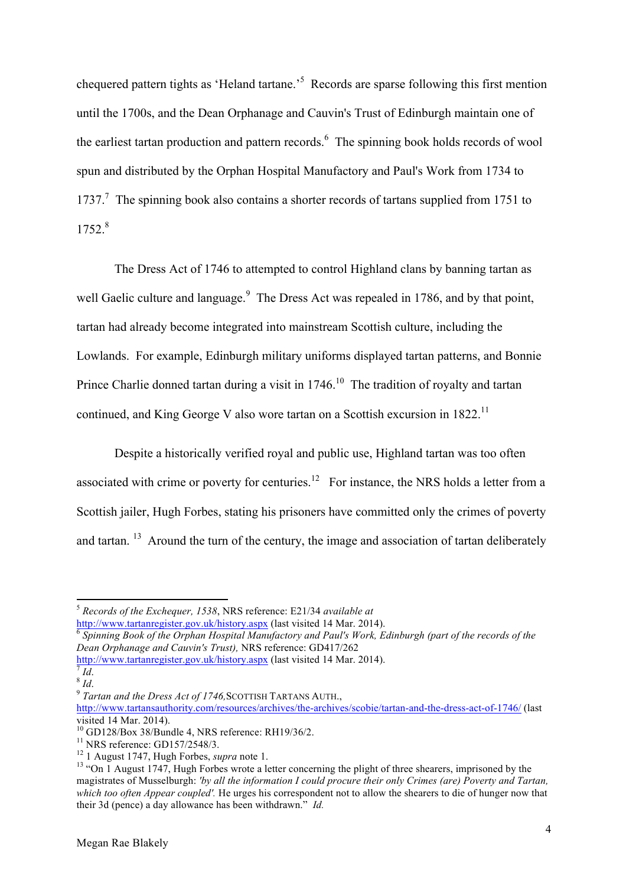chequered pattern tights as 'Heland tartane.'[5] Records are sparse following this first mention until the 1700s, and the Dean Orphanage and Cauvin's Trust of Edinburgh maintain one of the earliest tartan production and pattern records.[6] The spinning book holds records of wool spun and distributed by the Orphan Hospital Manufactory and Paul's Work from 1734 to 1737.[7] The spinning book also contains a shorter records of tartans supplied from 1751 to 1752.[8]

The Dress Act of 1746 to attempted to control Highland clans by banning tartan as well Gaelic culture and language.[9] The Dress Act was repealed in 1786, and by that point, tartan had already become integrated into mainstream Scottish culture, including the Lowlands. For example, Edinburgh military uniforms displayed tartan patterns, and Bonnie Prince Charlie donned tartan during a visit in 1746.[10] The tradition of royalty and tartan continued, and King George V also wore tartan on a Scottish excursion in 1822.[11]

Despite a historically verified royal and public use, Highland tartan was too often associated with crime or poverty for centuries.[12] For instance, the NRS holds a letter from a Scottish jailer, Hugh Forbes, stating his prisoners have committed only the crimes of poverty and tartan.[13] Around the turn of the century, the image and association of tartan deliberately

---

[5] *Records of the Exchequer, 1538*, NRS reference: E21/34 *available at* http://www.tartanregister.gov.uk/history.aspx (last visited 14 Mar. 2014).

[6] *Spinning Book of the Orphan Hospital Manufactory and Paul's Work, Edinburgh (part of the records of the Dean Orphanage and Cauvin's Trust),* NRS reference: GD417/262 http://www.tartanregister.gov.uk/history.aspx (last visited 14 Mar. 2014).

[7] *Id*.

[8] *Id*.

[9] *Tartan and the Dress Act of 1746,* SCOTTISH TARTANS AUTH., http://www.tartansauthority.com/resources/archives/the-archives/scobie/tartan-and-the-dress-act-of-1746/ (last visited 14 Mar. 2014).

[10] GD128/Box 38/Bundle 4, NRS reference: RH19/36/2.

[11] NRS reference: GD157/2548/3.

[12] 1 August 1747, Hugh Forbes, *supra* note 1.

[13] "On 1 August 1747, Hugh Forbes wrote a letter concerning the plight of three shearers, imprisoned by the magistrates of Musselburgh: *'by all the information I could procure their only Crimes (are) Poverty and Tartan, which too often Appear coupled'.* He urges his correspondent not to allow the shearers to die of hunger now that their 3d (pence) a day allowance has been withdrawn." *Id.*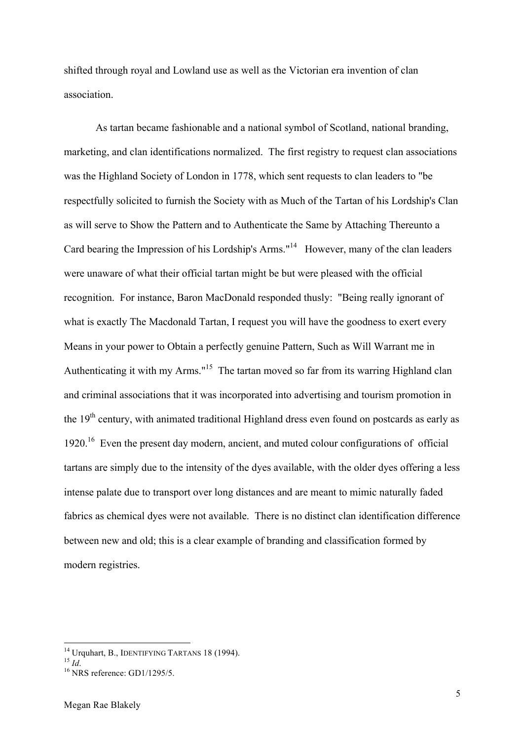shifted through royal and Lowland use as well as the Victorian era invention of clan association.

As tartan became fashionable and a national symbol of Scotland, national branding, marketing, and clan identifications normalized. The first registry to request clan associations was the Highland Society of London in 1778, which sent requests to clan leaders to "be respectfully solicited to furnish the Society with as Much of the Tartan of his Lordship's Clan as will serve to Show the Pattern and to Authenticate the Same by Attaching Thereunto a Card bearing the Impression of his Lordship's Arms."[14] However, many of the clan leaders were unaware of what their official tartan might be but were pleased with the official recognition. For instance, Baron MacDonald responded thusly: "Being really ignorant of what is exactly The Macdonald Tartan, I request you will have the goodness to exert every Means in your power to Obtain a perfectly genuine Pattern, Such as Will Warrant me in Authenticating it with my Arms."[15] The tartan moved so far from its warring Highland clan and criminal associations that it was incorporated into advertising and tourism promotion in the 19th century, with animated traditional Highland dress even found on postcards as early as 1920.[16] Even the present day modern, ancient, and muted colour configurations of official tartans are simply due to the intensity of the dyes available, with the older dyes offering a less intense palate due to transport over long distances and are meant to mimic naturally faded fabrics as chemical dyes were not available. There is no distinct clan identification difference between new and old; this is a clear example of branding and classification formed by modern registries.

[14] Urquhart, B., IDENTIFYING TARTANS 18 (1994).

[15] *Id*.

[16] NRS reference: GD1/1295/5.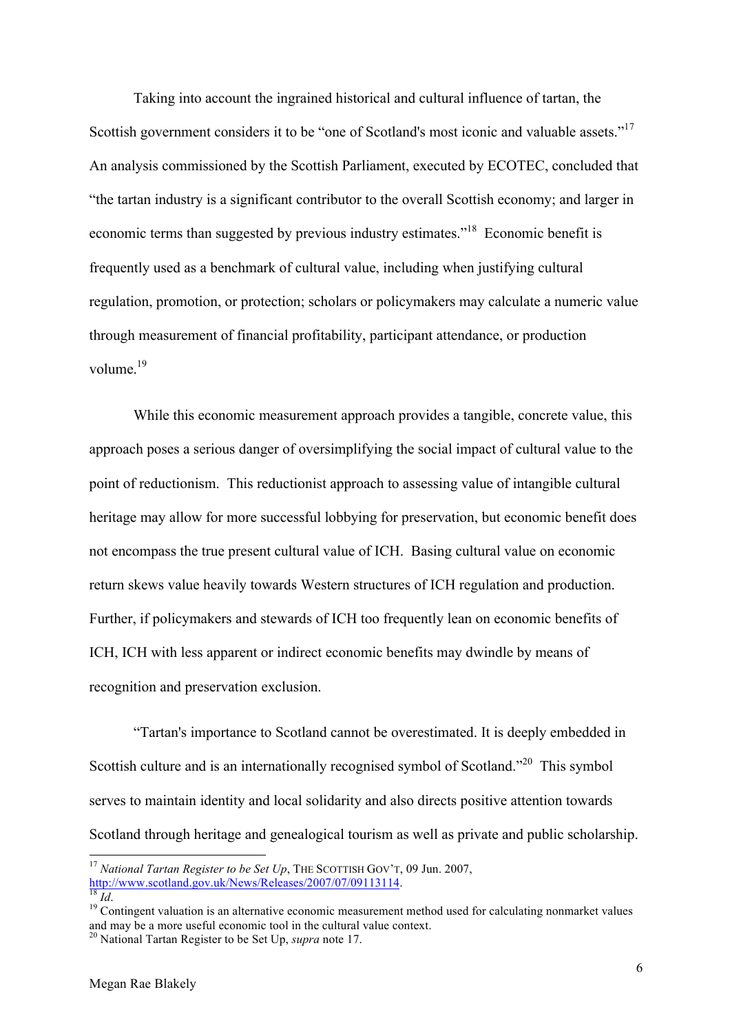Taking into account the ingrained historical and cultural influence of tartan, the Scottish government considers it to be "one of Scotland's most iconic and valuable assets."[17] An analysis commissioned by the Scottish Parliament, executed by ECOTEC, concluded that "the tartan industry is a significant contributor to the overall Scottish economy; and larger in economic terms than suggested by previous industry estimates."[18] Economic benefit is frequently used as a benchmark of cultural value, including when justifying cultural regulation, promotion, or protection; scholars or policymakers may calculate a numeric value through measurement of financial profitability, participant attendance, or production volume.[19]

While this economic measurement approach provides a tangible, concrete value, this approach poses a serious danger of oversimplifying the social impact of cultural value to the point of reductionism. This reductionist approach to assessing value of intangible cultural heritage may allow for more successful lobbying for preservation, but economic benefit does not encompass the true present cultural value of ICH. Basing cultural value on economic return skews value heavily towards Western structures of ICH regulation and production. Further, if policymakers and stewards of ICH too frequently lean on economic benefits of ICH, ICH with less apparent or indirect economic benefits may dwindle by means of recognition and preservation exclusion.

"Tartan's importance to Scotland cannot be overestimated. It is deeply embedded in Scottish culture and is an internationally recognised symbol of Scotland."[20] This symbol serves to maintain identity and local solidarity and also directs positive attention towards Scotland through heritage and genealogical tourism as well as private and public scholarship.

---

[17] *National Tartan Register to be Set Up*, THE SCOTTISH GOV'T, 09 Jun. 2007, http://www.scotland.gov.uk/News/Releases/2007/07/09113114.

[18] *Id*.

[19] Contingent valuation is an alternative economic measurement method used for calculating nonmarket values and may be a more useful economic tool in the cultural value context.

[20] National Tartan Register to be Set Up, *supra* note 17.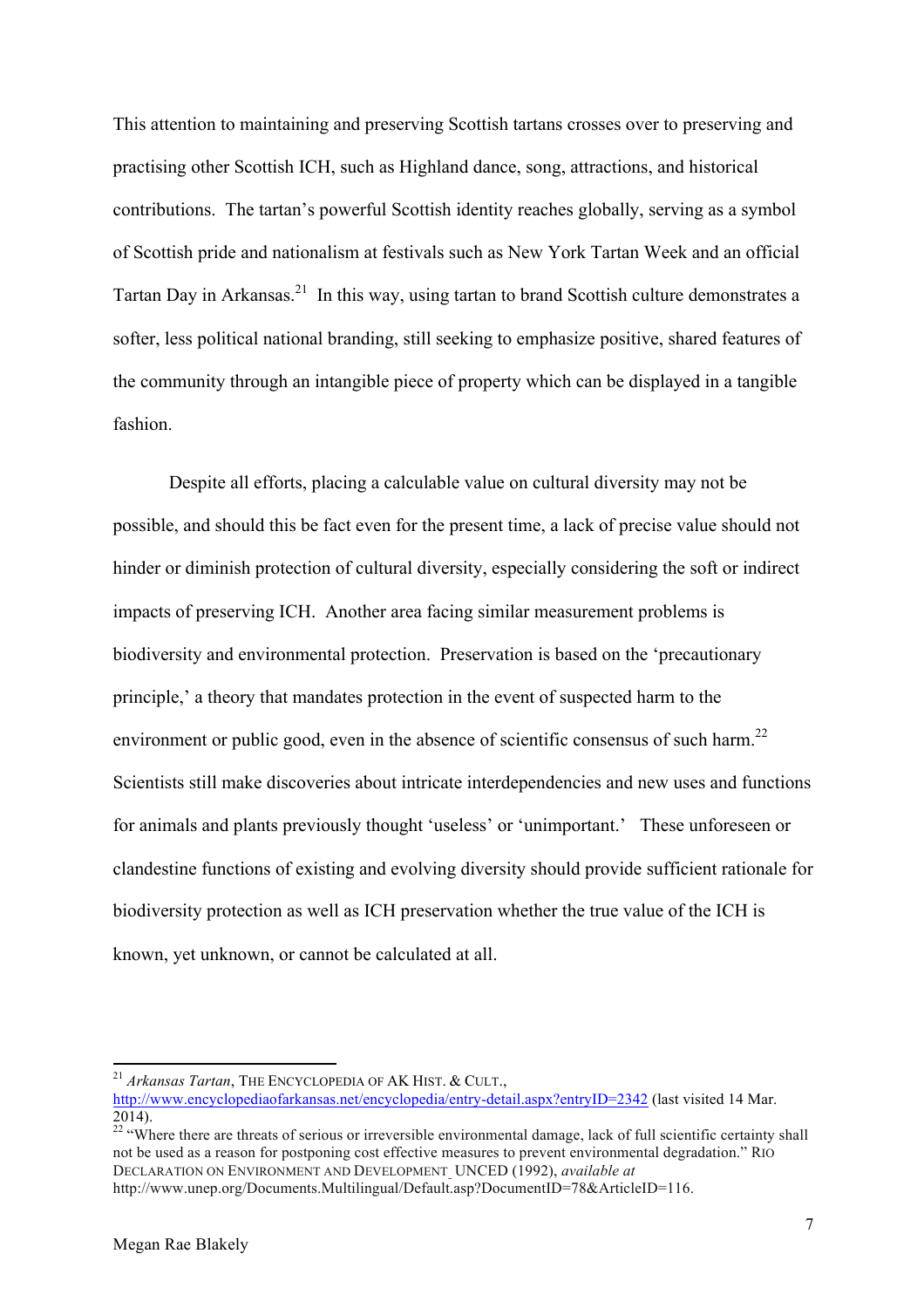This attention to maintaining and preserving Scottish tartans crosses over to preserving and practising other Scottish ICH, such as Highland dance, song, attractions, and historical contributions. The tartan's powerful Scottish identity reaches globally, serving as a symbol of Scottish pride and nationalism at festivals such as New York Tartan Week and an official Tartan Day in Arkansas.[21] In this way, using tartan to brand Scottish culture demonstrates a softer, less political national branding, still seeking to emphasize positive, shared features of the community through an intangible piece of property which can be displayed in a tangible fashion.

Despite all efforts, placing a calculable value on cultural diversity may not be possible, and should this be fact even for the present time, a lack of precise value should not hinder or diminish protection of cultural diversity, especially considering the soft or indirect impacts of preserving ICH. Another area facing similar measurement problems is biodiversity and environmental protection. Preservation is based on the 'precautionary principle,' a theory that mandates protection in the event of suspected harm to the environment or public good, even in the absence of scientific consensus of such harm.[22] Scientists still make discoveries about intricate interdependencies and new uses and functions for animals and plants previously thought 'useless' or 'unimportant.' These unforeseen or clandestine functions of existing and evolving diversity should provide sufficient rationale for biodiversity protection as well as ICH preservation whether the true value of the ICH is known, yet unknown, or cannot be calculated at all.

---

[21] *Arkansas Tartan*, THE ENCYCLOPEDIA OF AK HIST. & CULT., http://www.encyclopediaofarkansas.net/encyclopedia/entry-detail.aspx?entryID=2342 (last visited 14 Mar. 2014).

[22] "Where there are threats of serious or irreversible environmental damage, lack of full scientific certainty shall not be used as a reason for postponing cost effective measures to prevent environmental degradation." RIO DECLARATION ON ENVIRONMENT AND DEVELOPMENT UNCED (1992), *available at* http://www.unep.org/Documents.Multilingual/Default.asp?DocumentID=78&ArticleID=116.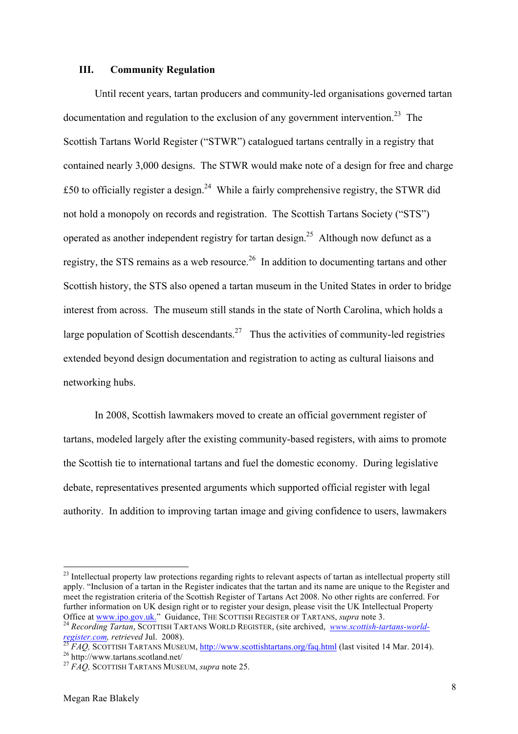## III. Community Regulation

Until recent years, tartan producers and community-led organisations governed tartan documentation and regulation to the exclusion of any government intervention.[23] The Scottish Tartans World Register ("STWR") catalogued tartans centrally in a registry that contained nearly 3,000 designs. The STWR would make note of a design for free and charge £50 to officially register a design.[24] While a fairly comprehensive registry, the STWR did not hold a monopoly on records and registration. The Scottish Tartans Society ("STS") operated as another independent registry for tartan design.[25] Although now defunct as a registry, the STS remains as a web resource.[26] In addition to documenting tartans and other Scottish history, the STS also opened a tartan museum in the United States in order to bridge interest from across. The museum still stands in the state of North Carolina, which holds a large population of Scottish descendants.[27] Thus the activities of community-led registries extended beyond design documentation and registration to acting as cultural liaisons and networking hubs.

In 2008, Scottish lawmakers moved to create an official government register of tartans, modeled largely after the existing community-based registers, with aims to promote the Scottish tie to international tartans and fuel the domestic economy. During legislative debate, representatives presented arguments which supported official register with legal authority. In addition to improving tartan image and giving confidence to users, lawmakers

---

[23] Intellectual property law protections regarding rights to relevant aspects of tartan as intellectual property still apply. "Inclusion of a tartan in the Register indicates that the tartan and its name are unique to the Register and meet the registration criteria of the Scottish Register of Tartans Act 2008. No other rights are conferred. For further information on UK design right or to register your design, please visit the UK Intellectual Property Office at www.ipo.gov.uk." Guidance, THE SCOTTISH REGISTER OF TARTANS, *supra* note 3.

[24] *Recording Tartan*, SCOTTISH TARTANS WORLD REGISTER, (site archived, *www.scottish-tartans-world-register.com, retrieved* Jul. 2008).

[25] *FAQ,* SCOTTISH TARTANS MUSEUM, http://www.scottishtartans.org/faq.html (last visited 14 Mar. 2014).

[26] http://www.tartans.scotland.net/

[27] *FAQ,* SCOTTISH TARTANS MUSEUM, *supra* note 25.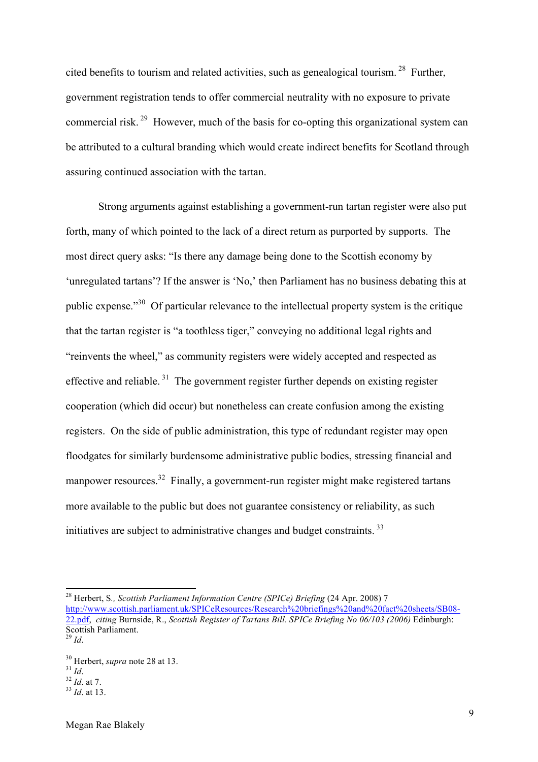cited benefits to tourism and related activities, such as genealogical tourism.[28] Further, government registration tends to offer commercial neutrality with no exposure to private commercial risk.[29] However, much of the basis for co-opting this organizational system can be attributed to a cultural branding which would create indirect benefits for Scotland through assuring continued association with the tartan.

Strong arguments against establishing a government-run tartan register were also put forth, many of which pointed to the lack of a direct return as purported by supports. The most direct query asks: "Is there any damage being done to the Scottish economy by 'unregulated tartans'? If the answer is 'No,' then Parliament has no business debating this at public expense."[30] Of particular relevance to the intellectual property system is the critique that the tartan register is "a toothless tiger," conveying no additional legal rights and "reinvents the wheel," as community registers were widely accepted and respected as effective and reliable.[31] The government register further depends on existing register cooperation (which did occur) but nonetheless can create confusion among the existing registers. On the side of public administration, this type of redundant register may open floodgates for similarly burdensome administrative public bodies, stressing financial and manpower resources.[32] Finally, a government-run register might make registered tartans more available to the public but does not guarantee consistency or reliability, as such initiatives are subject to administrative changes and budget constraints.[33]

---

[28] Herbert, S*., Scottish Parliament Information Centre (SPICe) Briefing* (24 Apr. 2008) 7 http://www.scottish.parliament.uk/SPICeResources/Research%20briefings%20and%20fact%20sheets/SB08-22.pdf, *citing* Burnside, R., *Scottish Register of Tartans Bill. SPICe Briefing No 06/103 (2006)* Edinburgh: Scottish Parliament.

[29] *Id*.

[30] Herbert, *supra* note 28 at 13.

[31] *Id*.

[32] *Id*. at 7.

[33] *Id*. at 13.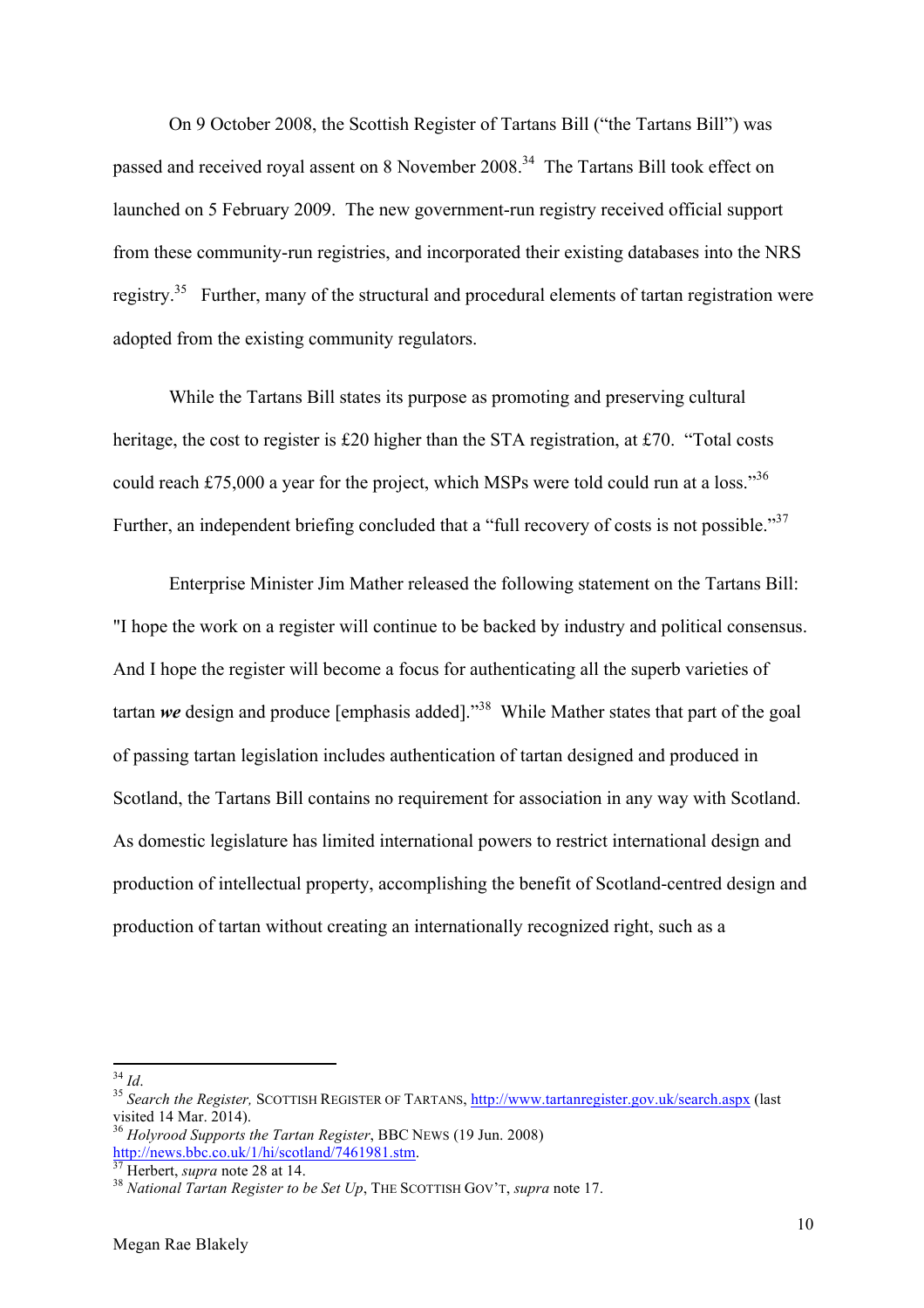On 9 October 2008, the Scottish Register of Tartans Bill ("the Tartans Bill") was passed and received royal assent on 8 November 2008.[34] The Tartans Bill took effect on launched on 5 February 2009. The new government-run registry received official support from these community-run registries, and incorporated their existing databases into the NRS registry.[35] Further, many of the structural and procedural elements of tartan registration were adopted from the existing community regulators.

While the Tartans Bill states its purpose as promoting and preserving cultural heritage, the cost to register is £20 higher than the STA registration, at £70. "Total costs could reach £75,000 a year for the project, which MSPs were told could run at a loss."[36] Further, an independent briefing concluded that a "full recovery of costs is not possible."[37]

Enterprise Minister Jim Mather released the following statement on the Tartans Bill: "I hope the work on a register will continue to be backed by industry and political consensus. And I hope the register will become a focus for authenticating all the superb varieties of tartan ***we*** design and produce [emphasis added]."[38] While Mather states that part of the goal of passing tartan legislation includes authentication of tartan designed and produced in Scotland, the Tartans Bill contains no requirement for association in any way with Scotland. As domestic legislature has limited international powers to restrict international design and production of intellectual property, accomplishing the benefit of Scotland-centred design and production of tartan without creating an internationally recognized right, such as a

---

[34] *Id*.

[35] *Search the Register,* SCOTTISH REGISTER OF TARTANS, http://www.tartanregister.gov.uk/search.aspx (last visited 14 Mar. 2014).

[36] *Holyrood Supports the Tartan Register*, BBC NEWS (19 Jun. 2008) http://news.bbc.co.uk/1/hi/scotland/7461981.stm.

[37] Herbert, *supra* note 28 at 14.

[38] *National Tartan Register to be Set Up*, THE SCOTTISH GOV'T, *supra* note 17.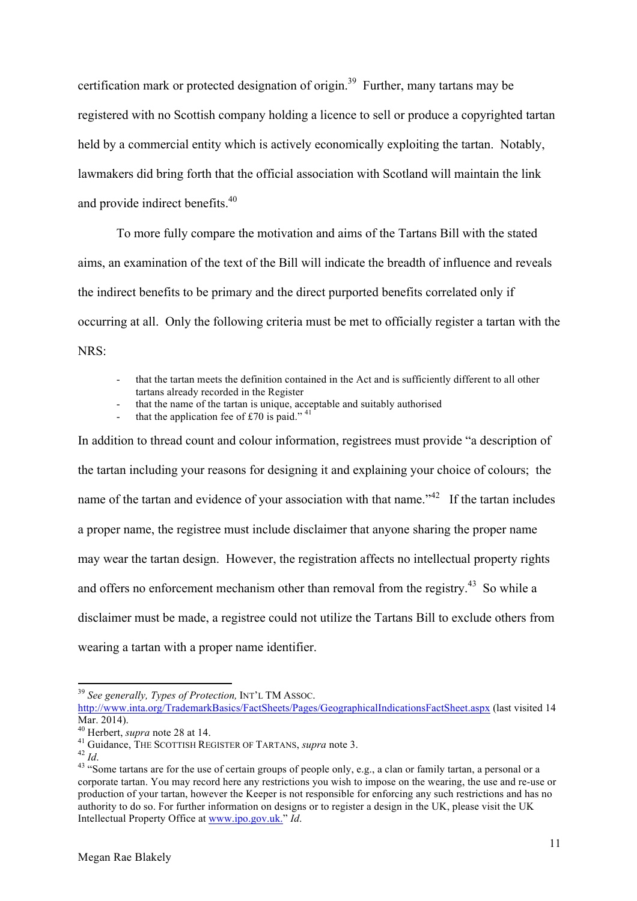certification mark or protected designation of origin.[39] Further, many tartans may be registered with no Scottish company holding a licence to sell or produce a copyrighted tartan held by a commercial entity which is actively economically exploiting the tartan. Notably, lawmakers did bring forth that the official association with Scotland will maintain the link and provide indirect benefits.[40]

To more fully compare the motivation and aims of the Tartans Bill with the stated aims, an examination of the text of the Bill will indicate the breadth of influence and reveals the indirect benefits to be primary and the direct purported benefits correlated only if occurring at all. Only the following criteria must be met to officially register a tartan with the NRS:

- that the tartan meets the definition contained in the Act and is sufficiently different to all other tartans already recorded in the Register
- that the name of the tartan is unique, acceptable and suitably authorised
- that the application fee of £70 is paid." [41]

In addition to thread count and colour information, registrees must provide "a description of the tartan including your reasons for designing it and explaining your choice of colours; the name of the tartan and evidence of your association with that name."[42] If the tartan includes a proper name, the registree must include disclaimer that anyone sharing the proper name may wear the tartan design. However, the registration affects no intellectual property rights and offers no enforcement mechanism other than removal from the registry.[43] So while a disclaimer must be made, a registree could not utilize the Tartans Bill to exclude others from wearing a tartan with a proper name identifier.

---

[39] *See generally, Types of Protection,* INT'L TM ASSOC. http://www.inta.org/TrademarkBasics/FactSheets/Pages/GeographicalIndicationsFactSheet.aspx (last visited 14 Mar. 2014).

[40] Herbert, *supra* note 28 at 14.

[41] Guidance, THE SCOTTISH REGISTER OF TARTANS, *supra* note 3.

[42] *Id*.

[43] "Some tartans are for the use of certain groups of people only, e.g., a clan or family tartan, a personal or a corporate tartan. You may record here any restrictions you wish to impose on the wearing, the use and re-use or production of your tartan, however the Keeper is not responsible for enforcing any such restrictions and has no authority to do so. For further information on designs or to register a design in the UK, please visit the UK Intellectual Property Office at www.ipo.gov.uk." *Id*.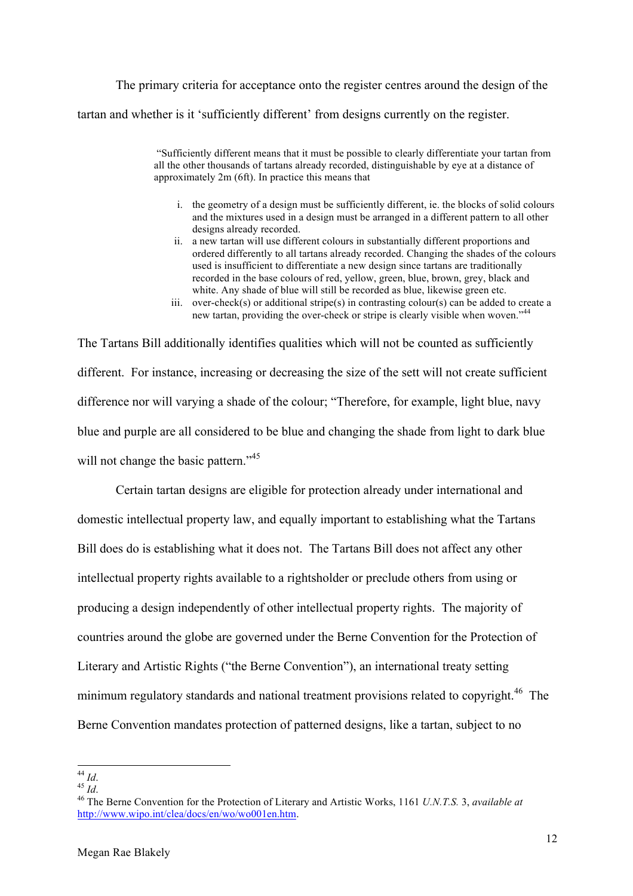The primary criteria for acceptance onto the register centres around the design of the tartan and whether is it 'sufficiently different' from designs currently on the register.

> "Sufficiently different means that it must be possible to clearly differentiate your tartan from all the other thousands of tartans already recorded, distinguishable by eye at a distance of approximately 2m (6ft). In practice this means that
>
> i. the geometry of a design must be sufficiently different, ie. the blocks of solid colours and the mixtures used in a design must be arranged in a different pattern to all other designs already recorded.
> ii. a new tartan will use different colours in substantially different proportions and ordered differently to all tartans already recorded. Changing the shades of the colours used is insufficient to differentiate a new design since tartans are traditionally recorded in the base colours of red, yellow, green, blue, brown, grey, black and white. Any shade of blue will still be recorded as blue, likewise green etc.
> iii. over-check(s) or additional stripe(s) in contrasting colour(s) can be added to create a new tartan, providing the over-check or stripe is clearly visible when woven."[44]

The Tartans Bill additionally identifies qualities which will not be counted as sufficiently different. For instance, increasing or decreasing the size of the sett will not create sufficient difference nor will varying a shade of the colour; "Therefore, for example, light blue, navy blue and purple are all considered to be blue and changing the shade from light to dark blue will not change the basic pattern."[45]

Certain tartan designs are eligible for protection already under international and domestic intellectual property law, and equally important to establishing what the Tartans Bill does do is establishing what it does not. The Tartans Bill does not affect any other intellectual property rights available to a rightsholder or preclude others from using or producing a design independently of other intellectual property rights. The majority of countries around the globe are governed under the Berne Convention for the Protection of Literary and Artistic Rights ("the Berne Convention"), an international treaty setting minimum regulatory standards and national treatment provisions related to copyright.[46] The Berne Convention mandates protection of patterned designs, like a tartan, subject to no

---

[44] *Id*.
[45] *Id*.
[46] The Berne Convention for the Protection of Literary and Artistic Works, 1161 *U.N.T.S.* 3, *available at* http://www.wipo.int/clea/docs/en/wo/wo001en.htm.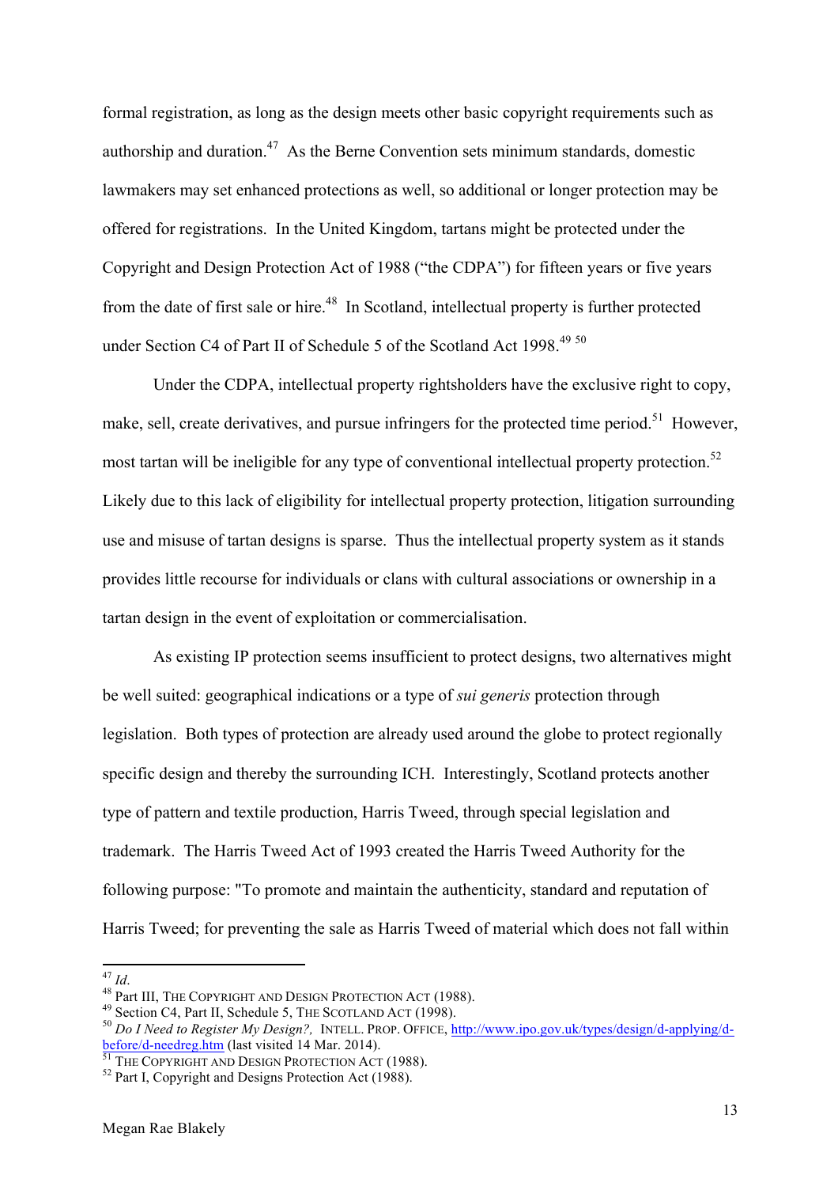formal registration, as long as the design meets other basic copyright requirements such as authorship and duration.[47] As the Berne Convention sets minimum standards, domestic lawmakers may set enhanced protections as well, so additional or longer protection may be offered for registrations. In the United Kingdom, tartans might be protected under the Copyright and Design Protection Act of 1988 ("the CDPA") for fifteen years or five years from the date of first sale or hire.[48] In Scotland, intellectual property is further protected under Section C4 of Part II of Schedule 5 of the Scotland Act 1998.[49] [50]

Under the CDPA, intellectual property rightsholders have the exclusive right to copy, make, sell, create derivatives, and pursue infringers for the protected time period.[51] However, most tartan will be ineligible for any type of conventional intellectual property protection.[52] Likely due to this lack of eligibility for intellectual property protection, litigation surrounding use and misuse of tartan designs is sparse. Thus the intellectual property system as it stands provides little recourse for individuals or clans with cultural associations or ownership in a tartan design in the event of exploitation or commercialisation.

As existing IP protection seems insufficient to protect designs, two alternatives might be well suited: geographical indications or a type of *sui generis* protection through legislation. Both types of protection are already used around the globe to protect regionally specific design and thereby the surrounding ICH. Interestingly, Scotland protects another type of pattern and textile production, Harris Tweed, through special legislation and trademark. The Harris Tweed Act of 1993 created the Harris Tweed Authority for the following purpose: "To promote and maintain the authenticity, standard and reputation of Harris Tweed; for preventing the sale as Harris Tweed of material which does not fall within

---

[47] *Id.*

[48] Part III, THE COPYRIGHT AND DESIGN PROTECTION ACT (1988).

[49] Section C4, Part II, Schedule 5, THE SCOTLAND ACT (1998).

[50] *Do I Need to Register My Design?,* INTELL. PROP. OFFICE, http://www.ipo.gov.uk/types/design/d-applying/d-before/d-needreg.htm (last visited 14 Mar. 2014).

[51] THE COPYRIGHT AND DESIGN PROTECTION ACT (1988).

[52] Part I, Copyright and Designs Protection Act (1988).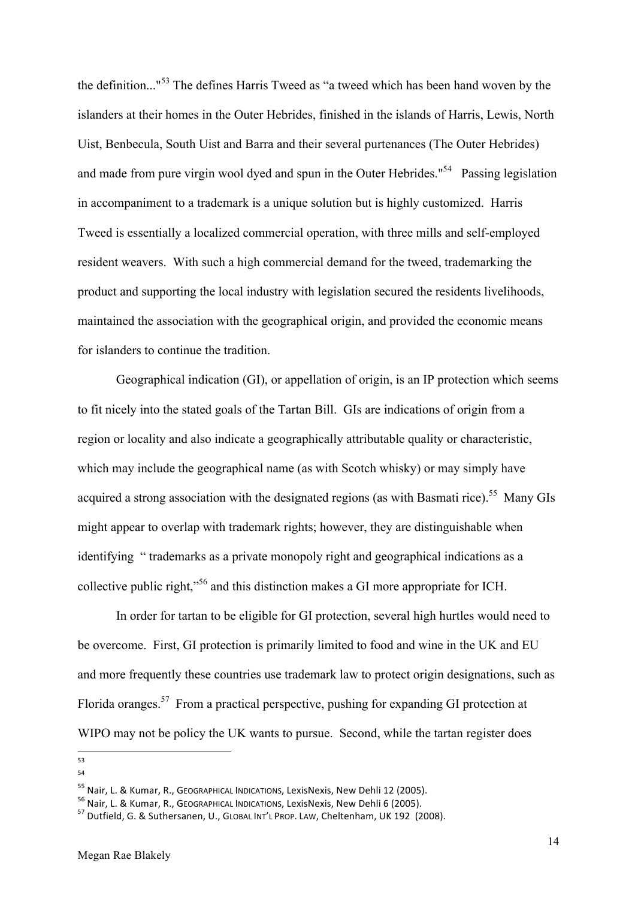the definition..."[53] The defines Harris Tweed as "a tweed which has been hand woven by the islanders at their homes in the Outer Hebrides, finished in the islands of Harris, Lewis, North Uist, Benbecula, South Uist and Barra and their several purtenances (The Outer Hebrides) and made from pure virgin wool dyed and spun in the Outer Hebrides."[54] Passing legislation in accompaniment to a trademark is a unique solution but is highly customized. Harris Tweed is essentially a localized commercial operation, with three mills and self-employed resident weavers. With such a high commercial demand for the tweed, trademarking the product and supporting the local industry with legislation secured the residents livelihoods, maintained the association with the geographical origin, and provided the economic means for islanders to continue the tradition.

Geographical indication (GI), or appellation of origin, is an IP protection which seems to fit nicely into the stated goals of the Tartan Bill. GIs are indications of origin from a region or locality and also indicate a geographically attributable quality or characteristic, which may include the geographical name (as with Scotch whisky) or may simply have acquired a strong association with the designated regions (as with Basmati rice).[55] Many GIs might appear to overlap with trademark rights; however, they are distinguishable when identifying " trademarks as a private monopoly right and geographical indications as a collective public right,"[56] and this distinction makes a GI more appropriate for ICH.

In order for tartan to be eligible for GI protection, several high hurtles would need to be overcome. First, GI protection is primarily limited to food and wine in the UK and EU and more frequently these countries use trademark law to protect origin designations, such as Florida oranges.[57] From a practical perspective, pushing for expanding GI protection at WIPO may not be policy the UK wants to pursue. Second, while the tartan register does

---

[53]

[54]

[55] Nair, L. & Kumar, R., Geographical Indications, LexisNexis, New Dehli 12 (2005).

[56] Nair, L. & Kumar, R., Geographical Indications, LexisNexis, New Dehli 6 (2005).

[57] Dutfield, G. & Suthersanen, U., Global Int'l Prop. Law, Cheltenham, UK 192 (2008).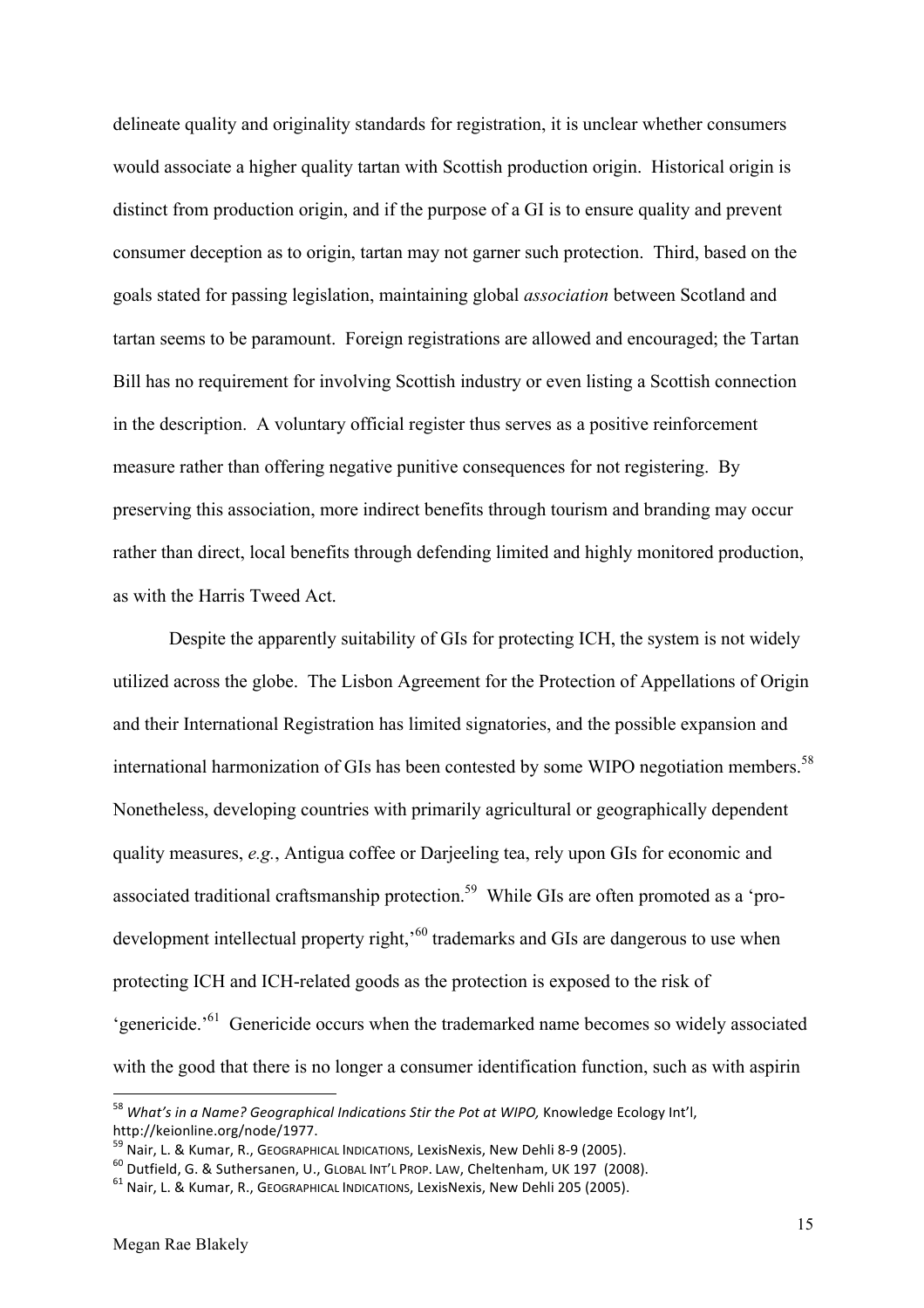delineate quality and originality standards for registration, it is unclear whether consumers would associate a higher quality tartan with Scottish production origin. Historical origin is distinct from production origin, and if the purpose of a GI is to ensure quality and prevent consumer deception as to origin, tartan may not garner such protection. Third, based on the goals stated for passing legislation, maintaining global *association* between Scotland and tartan seems to be paramount. Foreign registrations are allowed and encouraged; the Tartan Bill has no requirement for involving Scottish industry or even listing a Scottish connection in the description. A voluntary official register thus serves as a positive reinforcement measure rather than offering negative punitive consequences for not registering. By preserving this association, more indirect benefits through tourism and branding may occur rather than direct, local benefits through defending limited and highly monitored production, as with the Harris Tweed Act.

Despite the apparently suitability of GIs for protecting ICH, the system is not widely utilized across the globe. The Lisbon Agreement for the Protection of Appellations of Origin and their International Registration has limited signatories, and the possible expansion and international harmonization of GIs has been contested by some WIPO negotiation members.[58] Nonetheless, developing countries with primarily agricultural or geographically dependent quality measures, *e.g.*, Antigua coffee or Darjeeling tea, rely upon GIs for economic and associated traditional craftsmanship protection.[59] While GIs are often promoted as a 'pro-development intellectual property right,'[60] trademarks and GIs are dangerous to use when protecting ICH and ICH-related goods as the protection is exposed to the risk of 'genericide.'[61] Genericide occurs when the trademarked name becomes so widely associated with the good that there is no longer a consumer identification function, such as with aspirin

---

[58] *What's in a Name? Geographical Indications Stir the Pot at WIPO,* Knowledge Ecology Int'l, http://keionline.org/node/1977.

[59] Nair, L. & Kumar, R., GEOGRAPHICAL INDICATIONS, LexisNexis, New Dehli 8-9 (2005).

[60] Dutfield, G. & Suthersanen, U., GLOBAL INT'L PROP. LAW, Cheltenham, UK 197 (2008).

[61] Nair, L. & Kumar, R., GEOGRAPHICAL INDICATIONS, LexisNexis, New Dehli 205 (2005).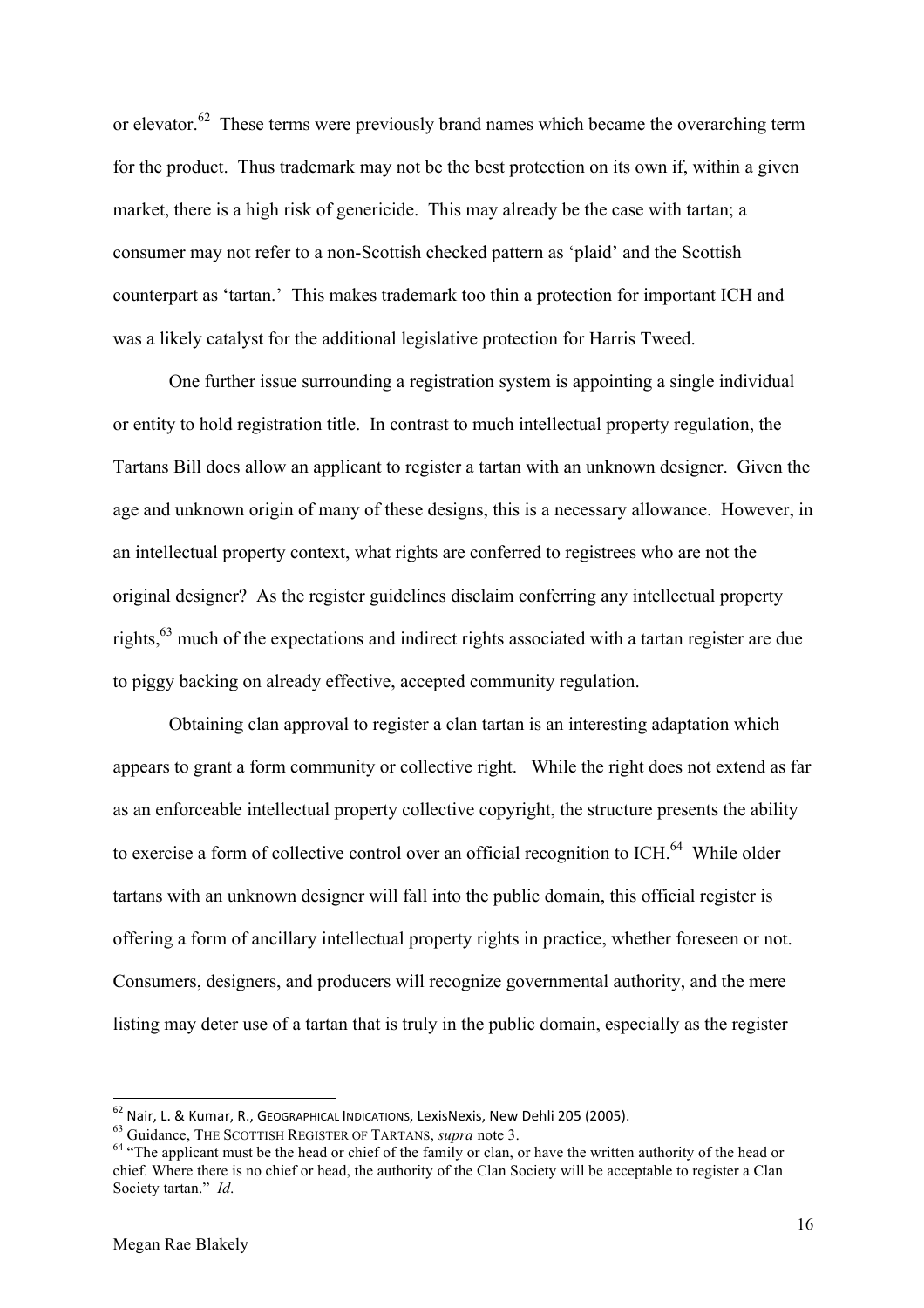or elevator.[62] These terms were previously brand names which became the overarching term for the product. Thus trademark may not be the best protection on its own if, within a given market, there is a high risk of genericide. This may already be the case with tartan; a consumer may not refer to a non-Scottish checked pattern as 'plaid' and the Scottish counterpart as 'tartan.' This makes trademark too thin a protection for important ICH and was a likely catalyst for the additional legislative protection for Harris Tweed.

One further issue surrounding a registration system is appointing a single individual or entity to hold registration title. In contrast to much intellectual property regulation, the Tartans Bill does allow an applicant to register a tartan with an unknown designer. Given the age and unknown origin of many of these designs, this is a necessary allowance. However, in an intellectual property context, what rights are conferred to registrees who are not the original designer? As the register guidelines disclaim conferring any intellectual property rights,[63] much of the expectations and indirect rights associated with a tartan register are due to piggy backing on already effective, accepted community regulation.

Obtaining clan approval to register a clan tartan is an interesting adaptation which appears to grant a form community or collective right. While the right does not extend as far as an enforceable intellectual property collective copyright, the structure presents the ability to exercise a form of collective control over an official recognition to ICH.[64] While older tartans with an unknown designer will fall into the public domain, this official register is offering a form of ancillary intellectual property rights in practice, whether foreseen or not. Consumers, designers, and producers will recognize governmental authority, and the mere listing may deter use of a tartan that is truly in the public domain, especially as the register

---

[62] Nair, L. & Kumar, R., GEOGRAPHICAL INDICATIONS, LexisNexis, New Dehli 205 (2005).

[63] Guidance, THE SCOTTISH REGISTER OF TARTANS, *supra* note 3.

[64] "The applicant must be the head or chief of the family or clan, or have the written authority of the head or chief. Where there is no chief or head, the authority of the Clan Society will be acceptable to register a Clan Society tartan." *Id*.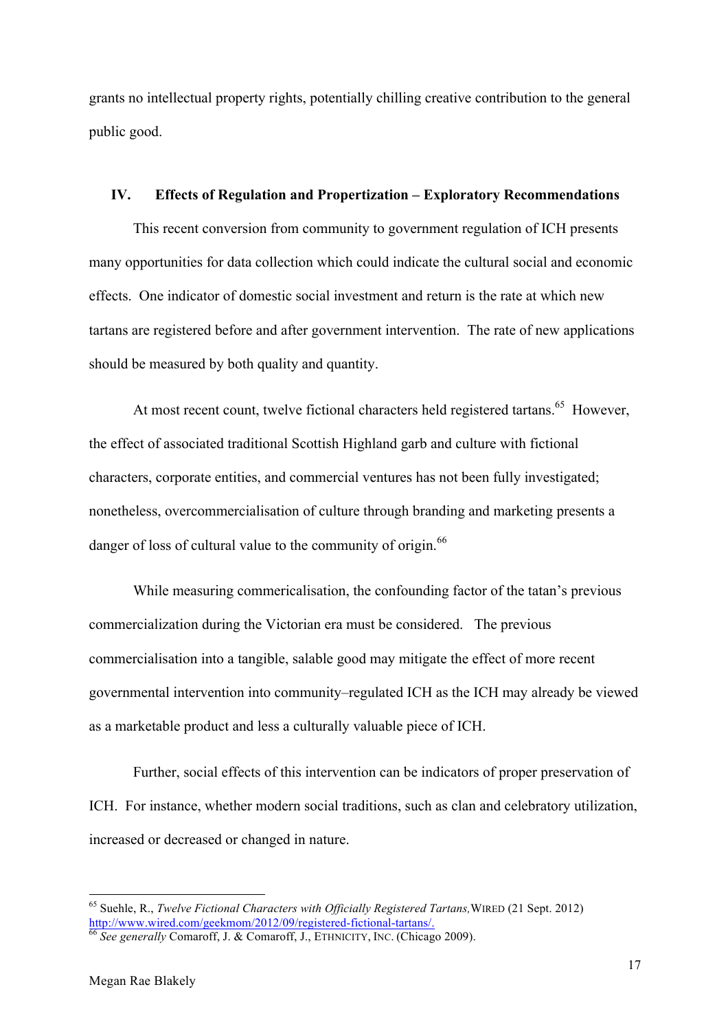grants no intellectual property rights, potentially chilling creative contribution to the general public good.

## IV. Effects of Regulation and Propertization – Exploratory Recommendations

This recent conversion from community to government regulation of ICH presents many opportunities for data collection which could indicate the cultural social and economic effects. One indicator of domestic social investment and return is the rate at which new tartans are registered before and after government intervention. The rate of new applications should be measured by both quality and quantity.

At most recent count, twelve fictional characters held registered tartans.[65] However, the effect of associated traditional Scottish Highland garb and culture with fictional characters, corporate entities, and commercial ventures has not been fully investigated; nonetheless, overcommercialisation of culture through branding and marketing presents a danger of loss of cultural value to the community of origin.[66]

While measuring commericalisation, the confounding factor of the tatan's previous commercialization during the Victorian era must be considered. The previous commercialisation into a tangible, salable good may mitigate the effect of more recent governmental intervention into community–regulated ICH as the ICH may already be viewed as a marketable product and less a culturally valuable piece of ICH.

Further, social effects of this intervention can be indicators of proper preservation of ICH. For instance, whether modern social traditions, such as clan and celebratory utilization, increased or decreased or changed in nature.

---

[65] Suehle, R., *Twelve Fictional Characters with Officially Registered Tartans,* WIRED (21 Sept. 2012) http://www.wired.com/geekmom/2012/09/registered-fictional-tartans/.

[66] *See generally* Comaroff, J. & Comaroff, J., ETHNICITY, INC. (Chicago 2009).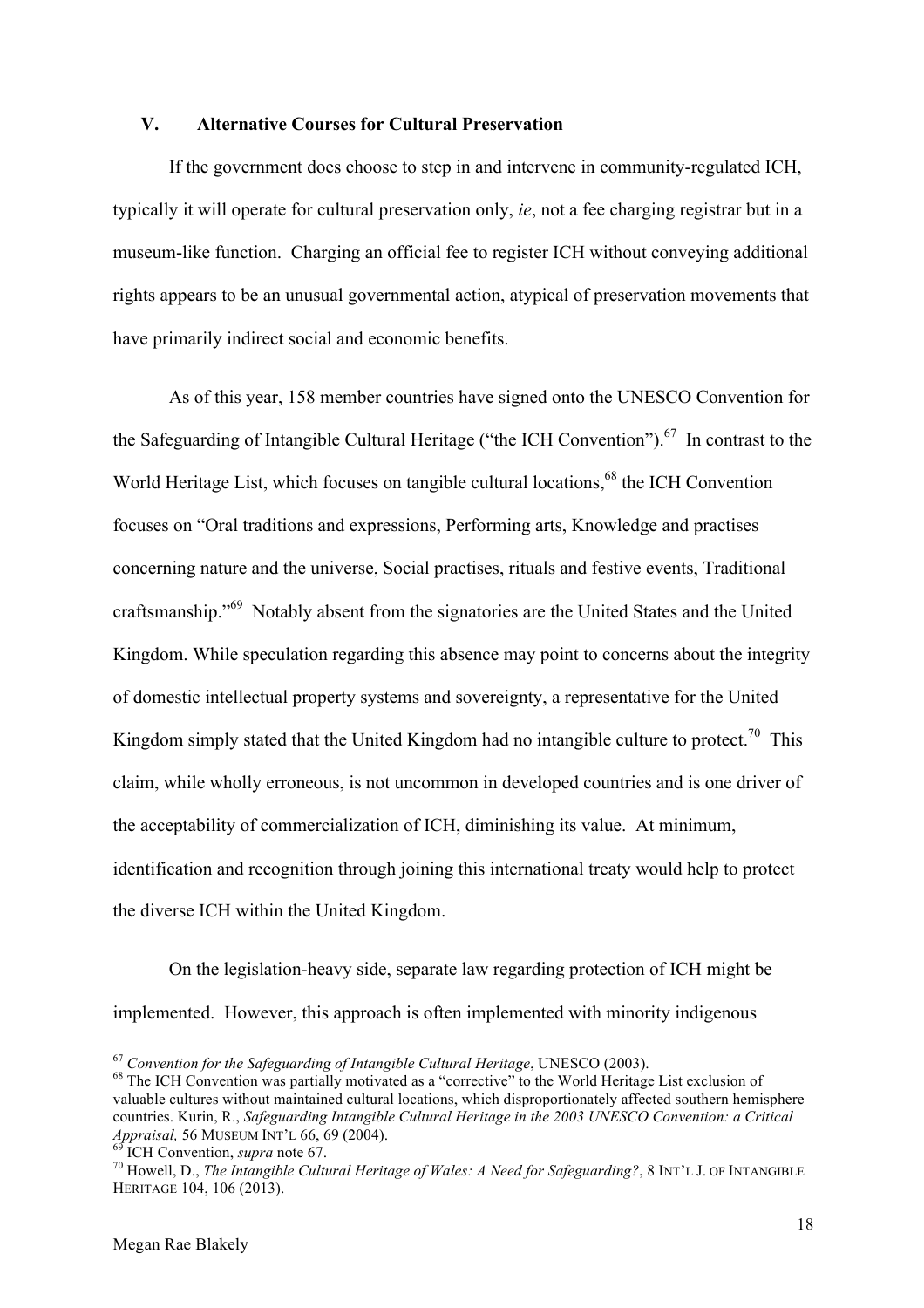## V. Alternative Courses for Cultural Preservation

If the government does choose to step in and intervene in community-regulated ICH, typically it will operate for cultural preservation only, *ie*, not a fee charging registrar but in a museum-like function. Charging an official fee to register ICH without conveying additional rights appears to be an unusual governmental action, atypical of preservation movements that have primarily indirect social and economic benefits.

As of this year, 158 member countries have signed onto the UNESCO Convention for the Safeguarding of Intangible Cultural Heritage ("the ICH Convention").[67] In contrast to the World Heritage List, which focuses on tangible cultural locations,[68] the ICH Convention focuses on "Oral traditions and expressions, Performing arts, Knowledge and practises concerning nature and the universe, Social practises, rituals and festive events, Traditional craftsmanship."[69] Notably absent from the signatories are the United States and the United Kingdom. While speculation regarding this absence may point to concerns about the integrity of domestic intellectual property systems and sovereignty, a representative for the United Kingdom simply stated that the United Kingdom had no intangible culture to protect.[70] This claim, while wholly erroneous, is not uncommon in developed countries and is one driver of the acceptability of commercialization of ICH, diminishing its value. At minimum, identification and recognition through joining this international treaty would help to protect the diverse ICH within the United Kingdom.

On the legislation-heavy side, separate law regarding protection of ICH might be implemented. However, this approach is often implemented with minority indigenous

---

[67] *Convention for the Safeguarding of Intangible Cultural Heritage*, UNESCO (2003).

[68] The ICH Convention was partially motivated as a "corrective" to the World Heritage List exclusion of valuable cultures without maintained cultural locations, which disproportionately affected southern hemisphere countries. Kurin, R., *Safeguarding Intangible Cultural Heritage in the 2003 UNESCO Convention: a Critical Appraisal,* 56 MUSEUM INT'L 66, 69 (2004).

[69] ICH Convention, *supra* note 67.

[70] Howell, D., *The Intangible Cultural Heritage of Wales: A Need for Safeguarding?*, 8 INT'L J. OF INTANGIBLE HERITAGE 104, 106 (2013).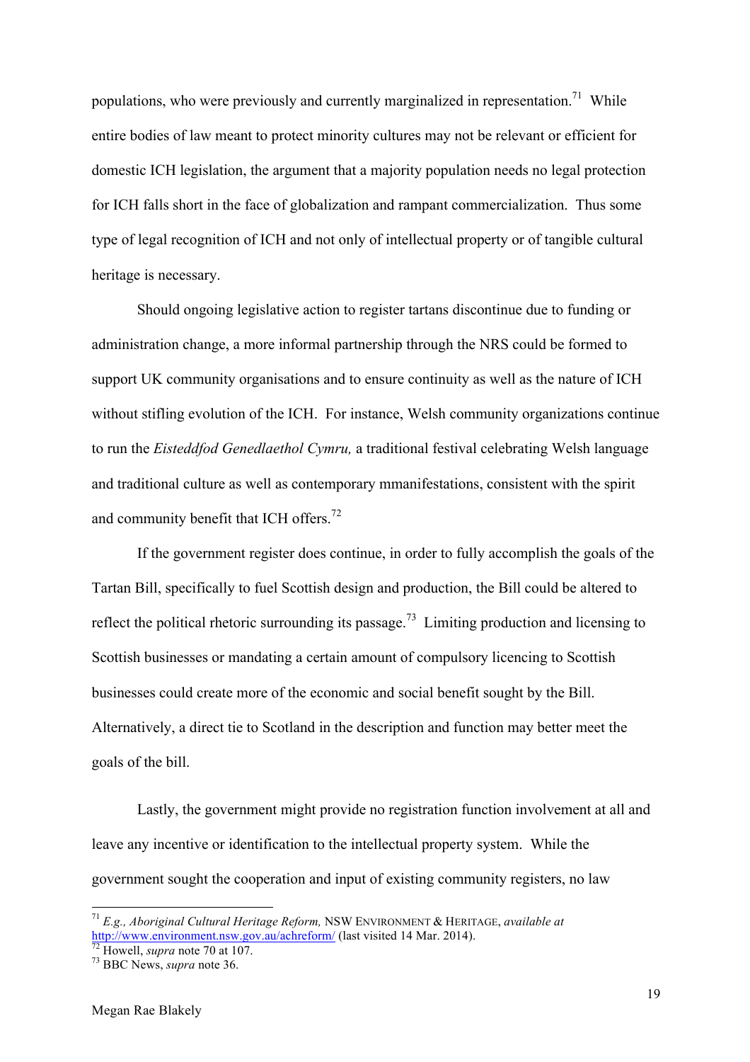populations, who were previously and currently marginalized in representation.[71] While entire bodies of law meant to protect minority cultures may not be relevant or efficient for domestic ICH legislation, the argument that a majority population needs no legal protection for ICH falls short in the face of globalization and rampant commercialization. Thus some type of legal recognition of ICH and not only of intellectual property or of tangible cultural heritage is necessary.

Should ongoing legislative action to register tartans discontinue due to funding or administration change, a more informal partnership through the NRS could be formed to support UK community organisations and to ensure continuity as well as the nature of ICH without stifling evolution of the ICH. For instance, Welsh community organizations continue to run the *Eisteddfod Genedlaethol Cymru,* a traditional festival celebrating Welsh language and traditional culture as well as contemporary mmanifestations, consistent with the spirit and community benefit that ICH offers.[72]

If the government register does continue, in order to fully accomplish the goals of the Tartan Bill, specifically to fuel Scottish design and production, the Bill could be altered to reflect the political rhetoric surrounding its passage.[73] Limiting production and licensing to Scottish businesses or mandating a certain amount of compulsory licencing to Scottish businesses could create more of the economic and social benefit sought by the Bill. Alternatively, a direct tie to Scotland in the description and function may better meet the goals of the bill.

Lastly, the government might provide no registration function involvement at all and leave any incentive or identification to the intellectual property system. While the government sought the cooperation and input of existing community registers, no law

---

[71] *E.g., Aboriginal Cultural Heritage Reform,* NSW ENVIRONMENT & HERITAGE, *available at* http://www.environment.nsw.gov.au/achreform/ (last visited 14 Mar. 2014).

[72] Howell, *supra* note 70 at 107.

[73] BBC News, *supra* note 36.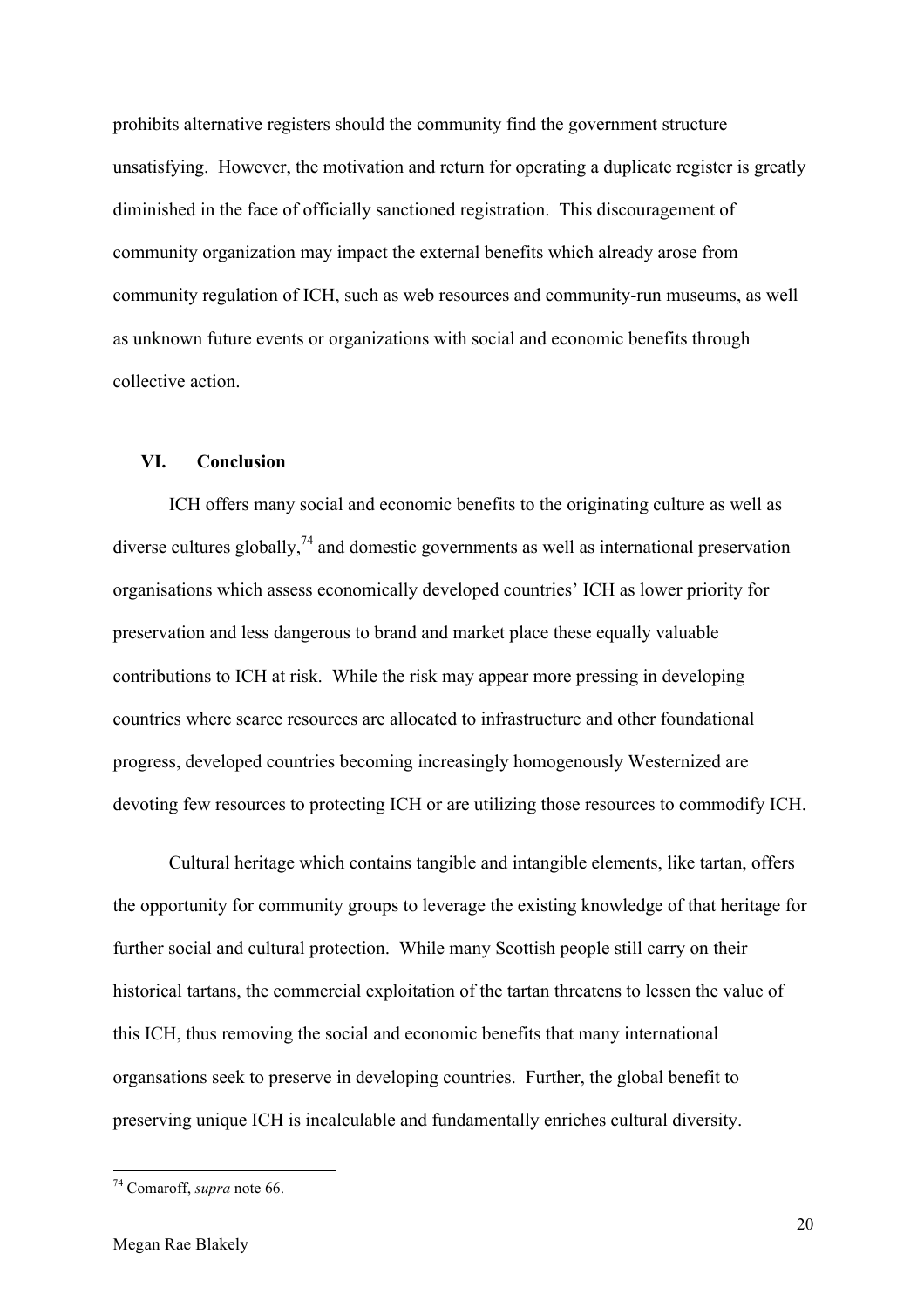prohibits alternative registers should the community find the government structure unsatisfying. However, the motivation and return for operating a duplicate register is greatly diminished in the face of officially sanctioned registration. This discouragement of community organization may impact the external benefits which already arose from community regulation of ICH, such as web resources and community-run museums, as well as unknown future events or organizations with social and economic benefits through collective action.

## VI. Conclusion

ICH offers many social and economic benefits to the originating culture as well as diverse cultures globally,[74] and domestic governments as well as international preservation organisations which assess economically developed countries' ICH as lower priority for preservation and less dangerous to brand and market place these equally valuable contributions to ICH at risk. While the risk may appear more pressing in developing countries where scarce resources are allocated to infrastructure and other foundational progress, developed countries becoming increasingly homogenously Westernized are devoting few resources to protecting ICH or are utilizing those resources to commodify ICH.

Cultural heritage which contains tangible and intangible elements, like tartan, offers the opportunity for community groups to leverage the existing knowledge of that heritage for further social and cultural protection. While many Scottish people still carry on their historical tartans, the commercial exploitation of the tartan threatens to lessen the value of this ICH, thus removing the social and economic benefits that many international organsations seek to preserve in developing countries. Further, the global benefit to preserving unique ICH is incalculable and fundamentally enriches cultural diversity.

---

[74] Comaroff, *supra* note 66.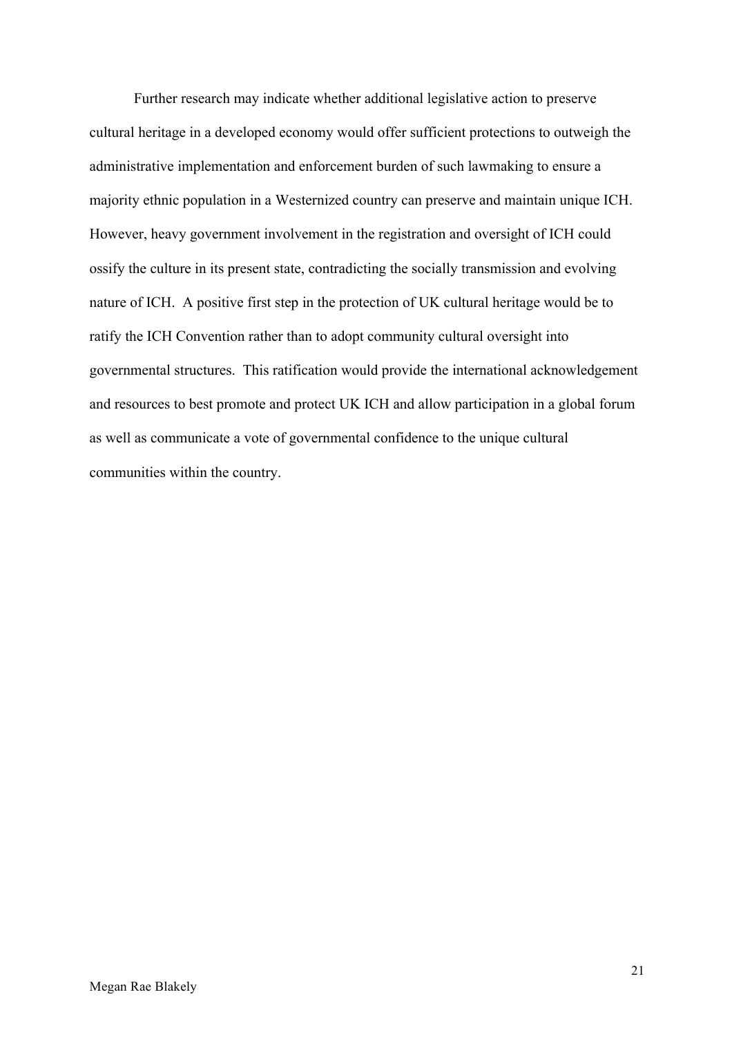Further research may indicate whether additional legislative action to preserve cultural heritage in a developed economy would offer sufficient protections to outweigh the administrative implementation and enforcement burden of such lawmaking to ensure a majority ethnic population in a Westernized country can preserve and maintain unique ICH. However, heavy government involvement in the registration and oversight of ICH could ossify the culture in its present state, contradicting the socially transmission and evolving nature of ICH. A positive first step in the protection of UK cultural heritage would be to ratify the ICH Convention rather than to adopt community cultural oversight into governmental structures. This ratification would provide the international acknowledgement and resources to best promote and protect UK ICH and allow participation in a global forum as well as communicate a vote of governmental confidence to the unique cultural communities within the country.